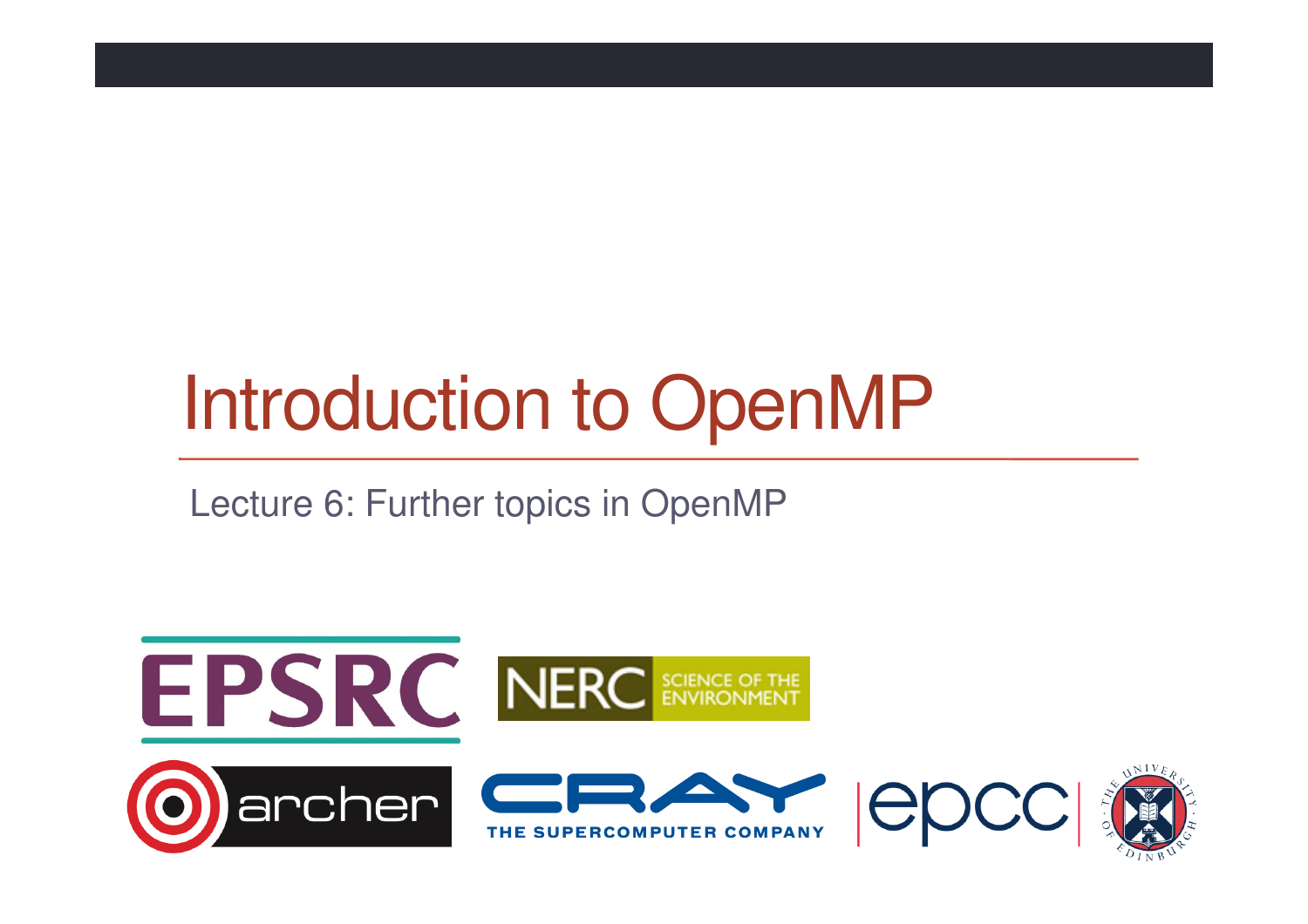# Introduction to OpenMP

Lecture 6: Further topics in OpenMP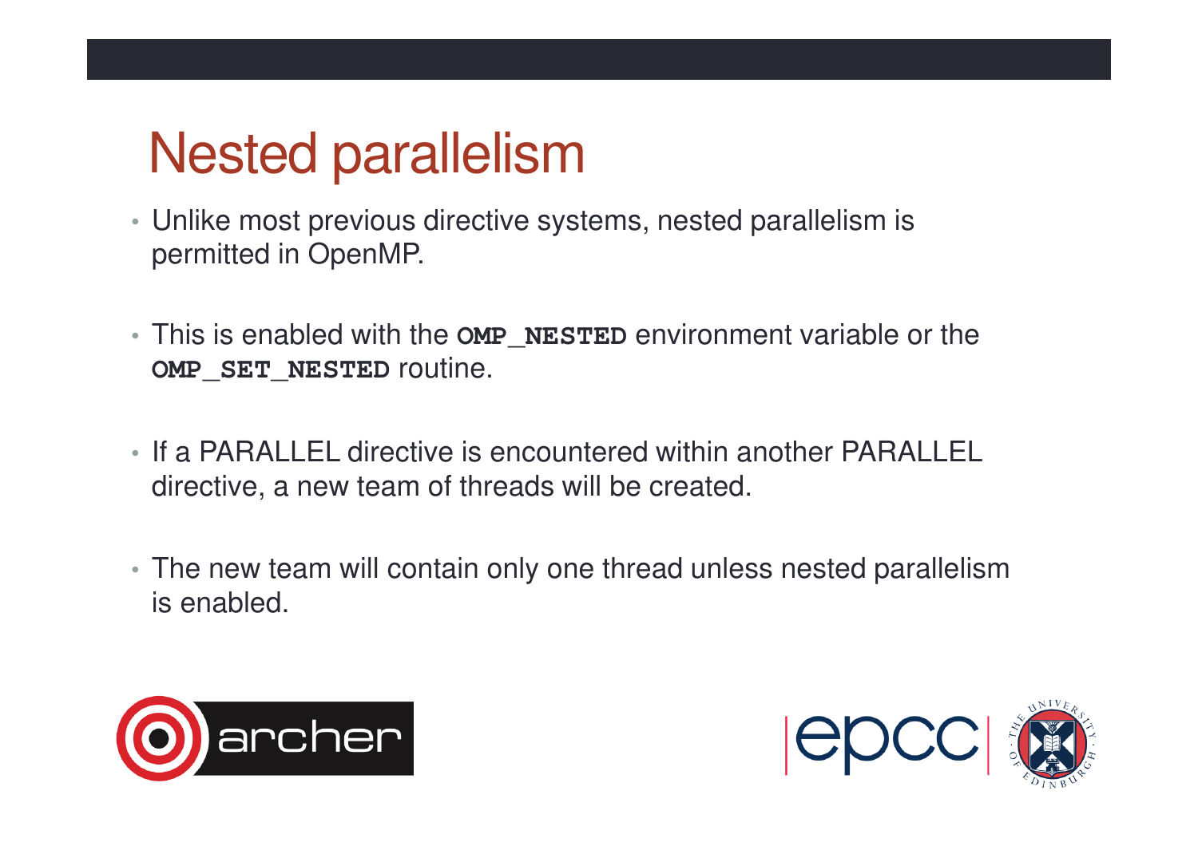# Nested parallelism

- Unlike most previous directive systems, nested parallelism is permitted in OpenMP.
- This is enabled with the **`OMP_NESTED`** environment variable or the **`OMP_SET_NESTED`** routine.
- If a PARALLEL directive is encountered within another PARALLEL directive, a new team of threads will be created.
- The new team will contain only one thread unless nested parallelism is enabled.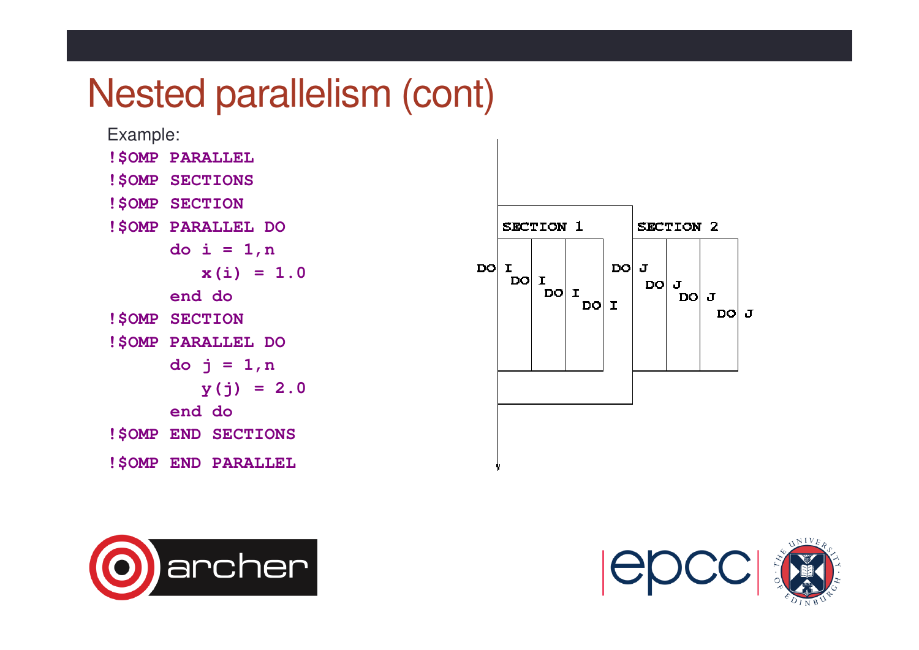# Nested parallelism (cont)

Example:

```
!$OMP PARALLEL
!$OMP SECTIONS
!$OMP SECTION
!$OMP PARALLEL DO
      do i = 1,n
         x(i) = 1.0
      end do
!$OMP SECTION
!$OMP PARALLEL DO
      do j = 1,n
         y(j) = 2.0
      end do
!$OMP END SECTIONS
!$OMP END PARALLEL
```

SECTION 1 SECTION 2

DO I DO I DO I DO I

DO J DO J DO J DO J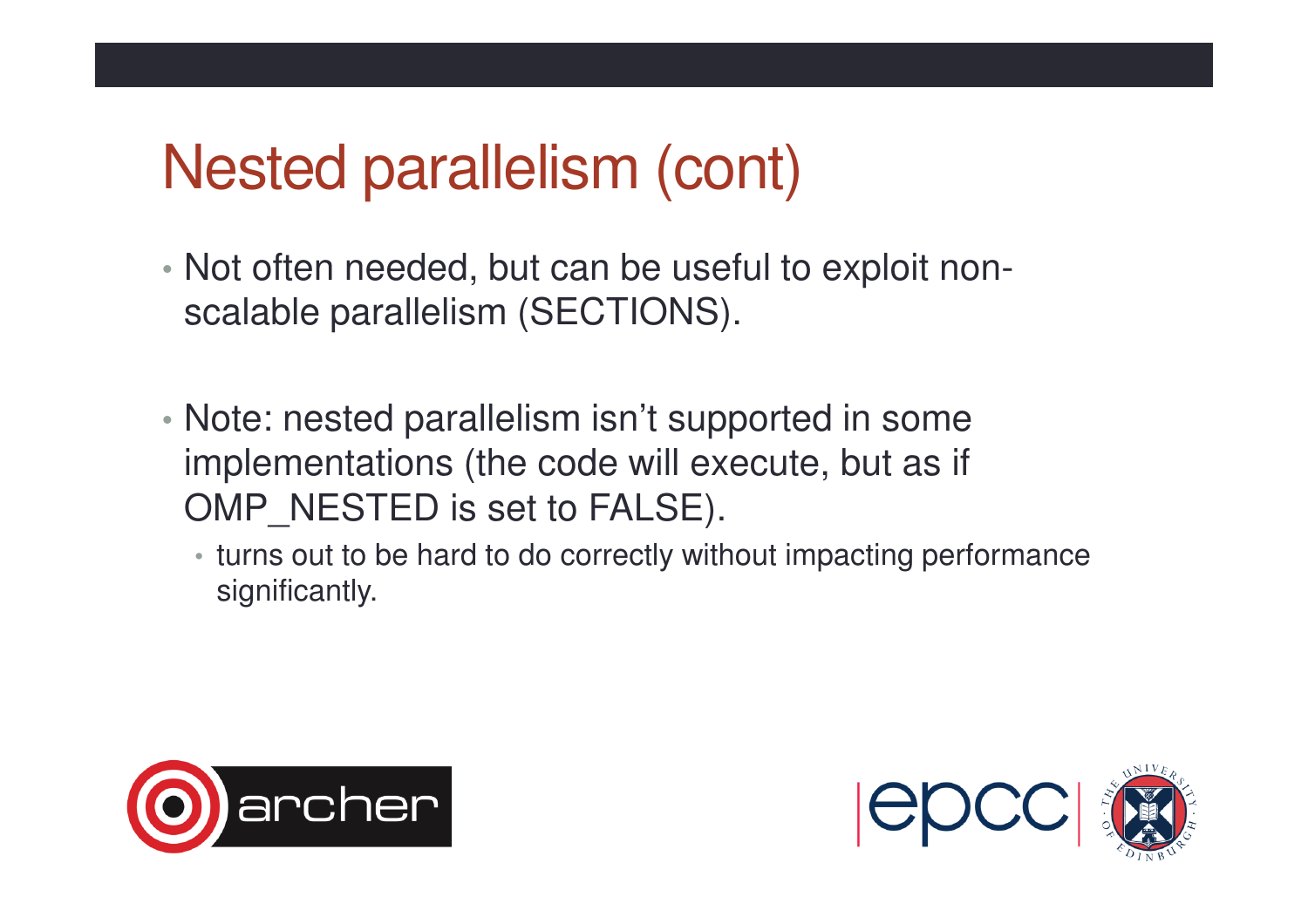# Nested parallelism (cont)

- Not often needed, but can be useful to exploit non-scalable parallelism (SECTIONS).

- Note: nested parallelism isn't supported in some implementations (the code will execute, but as if OMP_NESTED is set to FALSE).
  - turns out to be hard to do correctly without impacting performance significantly.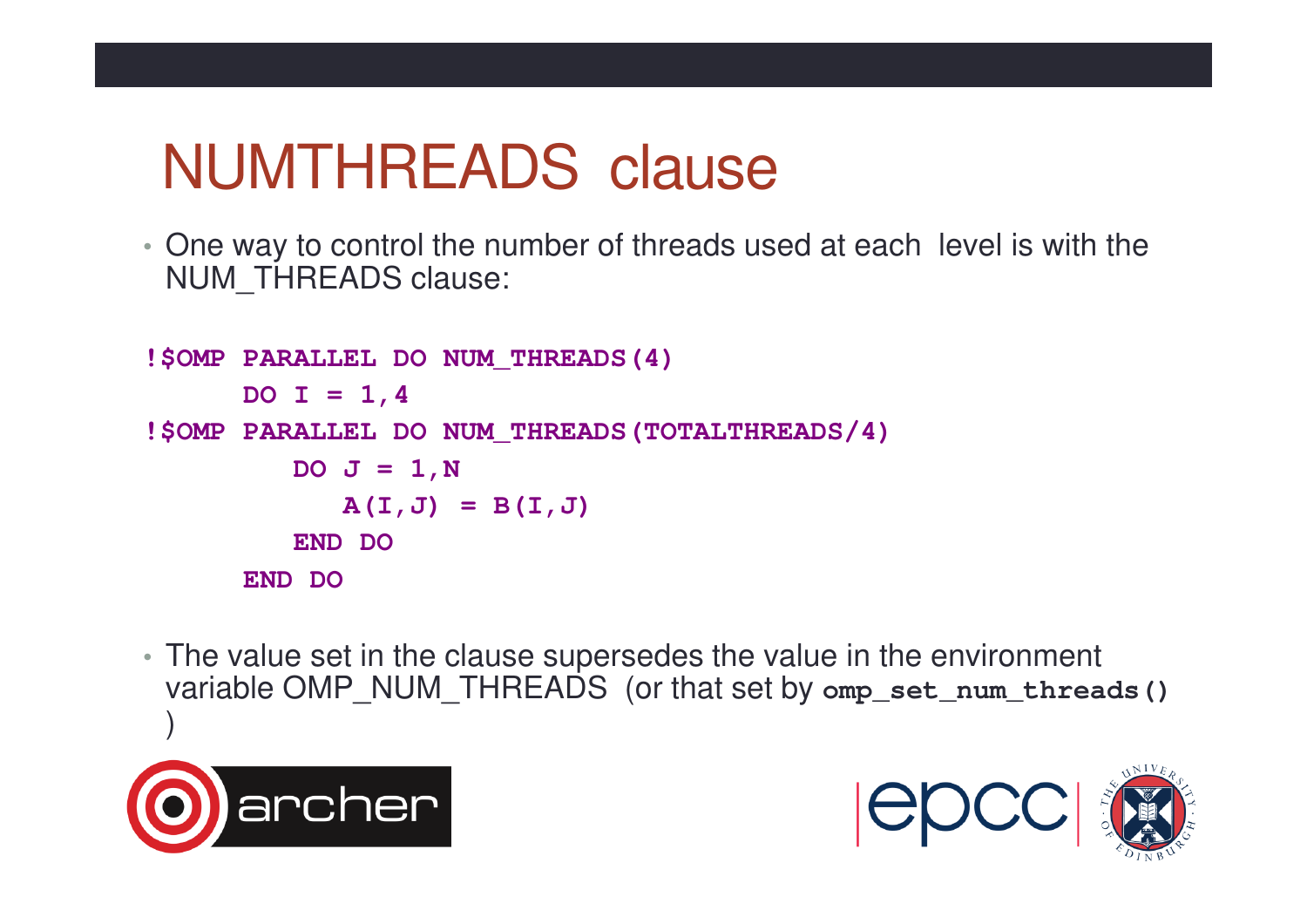# NUMTHREADS clause

- One way to control the number of threads used at each level is with the NUM_THREADS clause:

```
!$OMP PARALLEL DO NUM_THREADS(4)
      DO I = 1,4
!$OMP PARALLEL DO NUM_THREADS(TOTALTHREADS/4)
         DO J = 1,N
            A(I,J) = B(I,J)
         END DO
      END DO
```

- The value set in the clause supersedes the value in the environment variable OMP_NUM_THREADS (or that set by **`omp_set_num_threads()`** )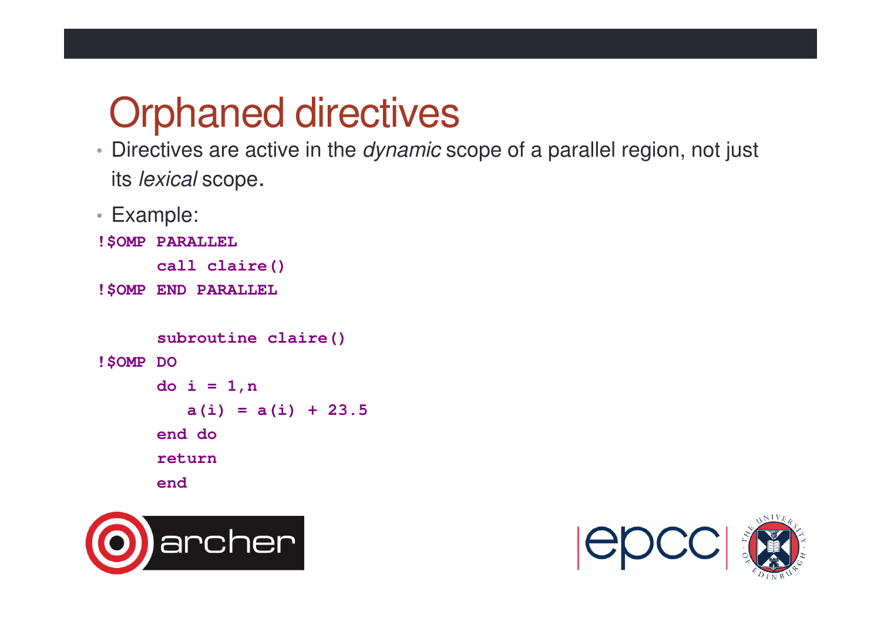# Orphaned directives

- Directives are active in the *dynamic* scope of a parallel region, not just its *lexical* scope.
- Example:

```
!$OMP PARALLEL
      call claire()
!$OMP END PARALLEL

      subroutine claire()
!$OMP DO
      do i = 1,n
         a(i) = a(i) + 23.5
      end do
      return
      end
```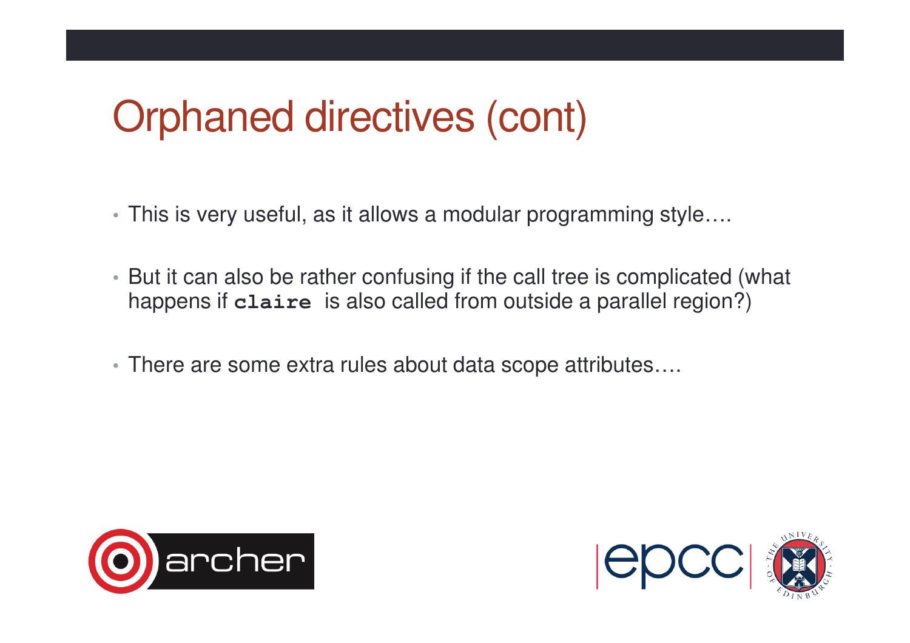# Orphaned directives (cont)

- This is very useful, as it allows a modular programming style….
- But it can also be rather confusing if the call tree is complicated (what happens if **`claire`** is also called from outside a parallel region?)
- There are some extra rules about data scope attributes….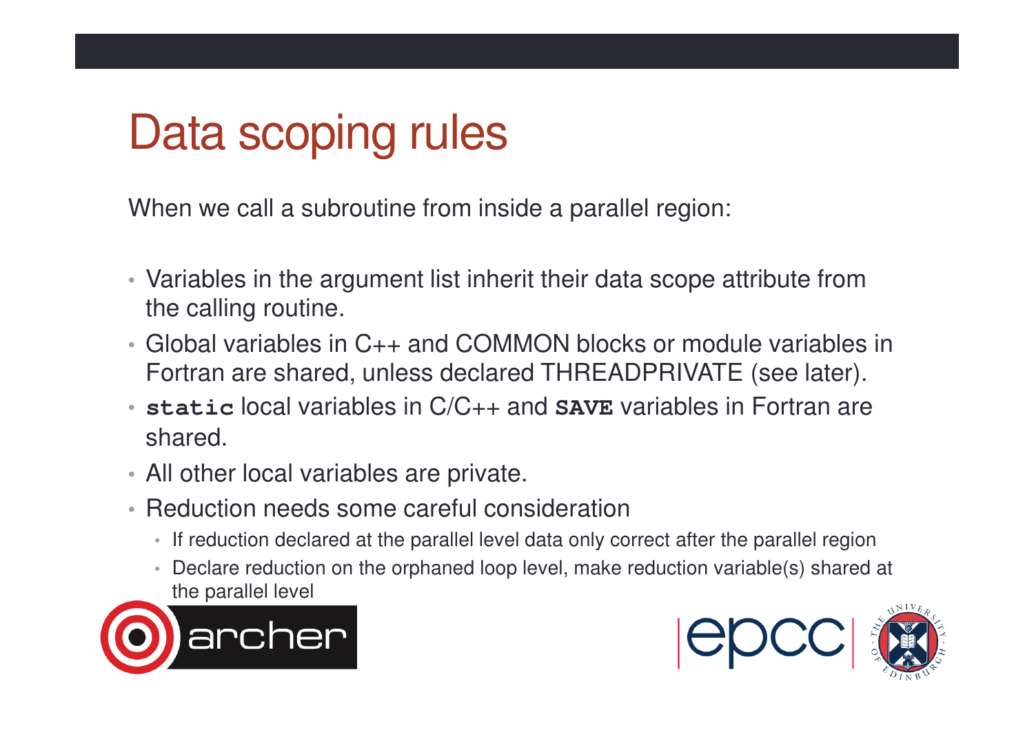# Data scoping rules

When we call a subroutine from inside a parallel region:

- Variables in the argument list inherit their data scope attribute from the calling routine.
- Global variables in C++ and COMMON blocks or module variables in Fortran are shared, unless declared THREADPRIVATE (see later).
- `static` local variables in C/C++ and `SAVE` variables in Fortran are shared.
- All other local variables are private.
- Reduction needs some careful consideration
  - If reduction declared at the parallel level data only correct after the parallel region
  - Declare reduction on the orphaned loop level, make reduction variable(s) shared at the parallel level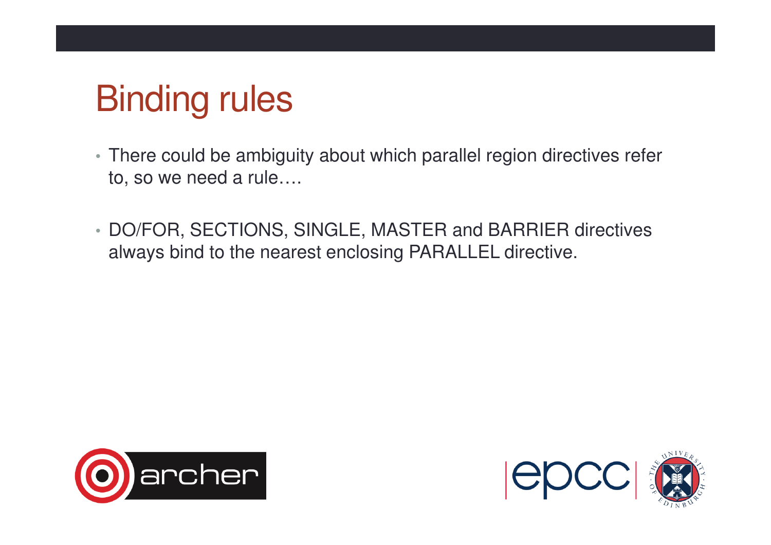# Binding rules

- There could be ambiguity about which parallel region directives refer to, so we need a rule….
- DO/FOR, SECTIONS, SINGLE, MASTER and BARRIER directives always bind to the nearest enclosing PARALLEL directive.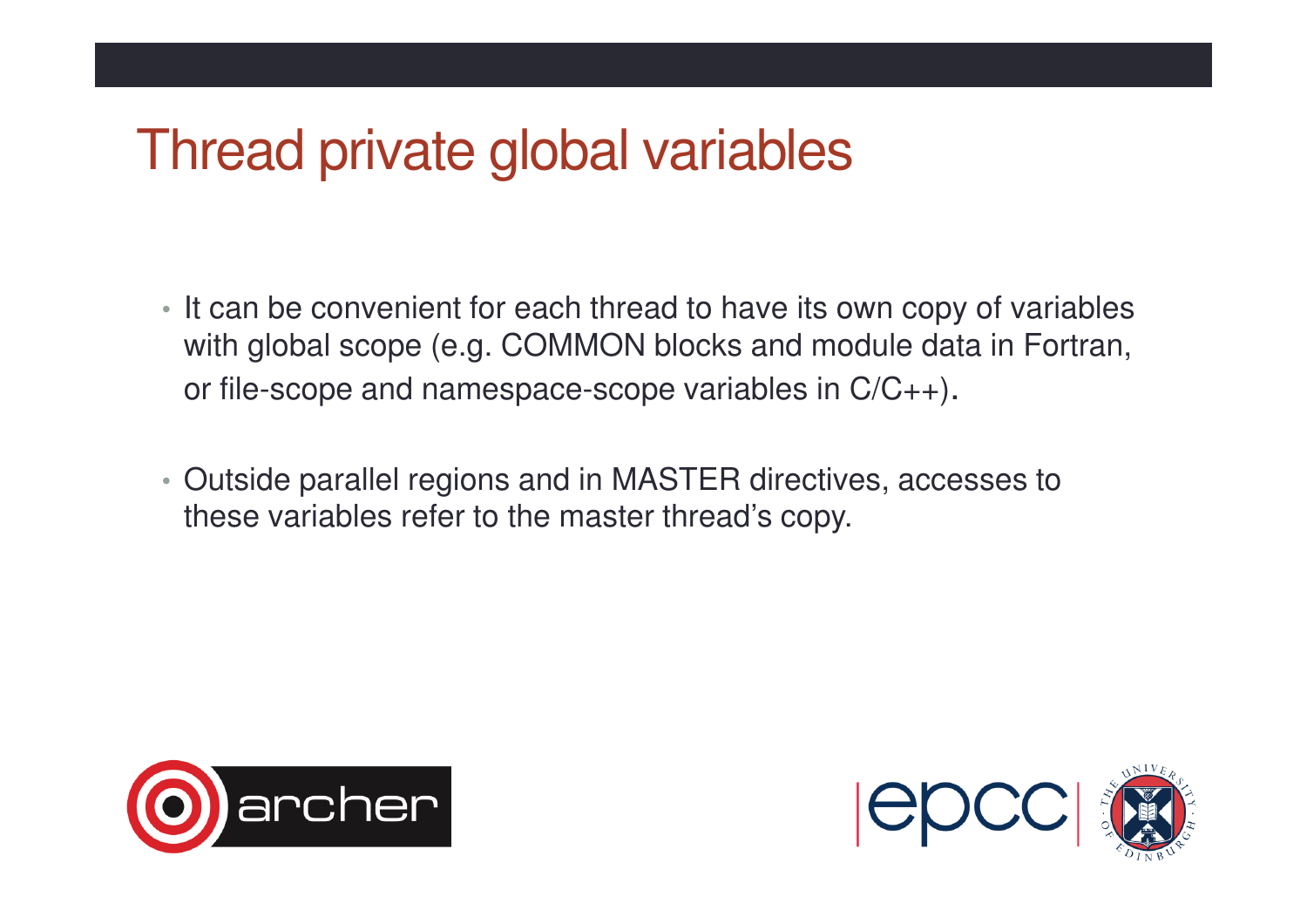# Thread private global variables

- It can be convenient for each thread to have its own copy of variables with global scope (e.g. COMMON blocks and module data in Fortran, or file-scope and namespace-scope variables in C/C++).
- Outside parallel regions and in MASTER directives, accesses to these variables refer to the master thread's copy.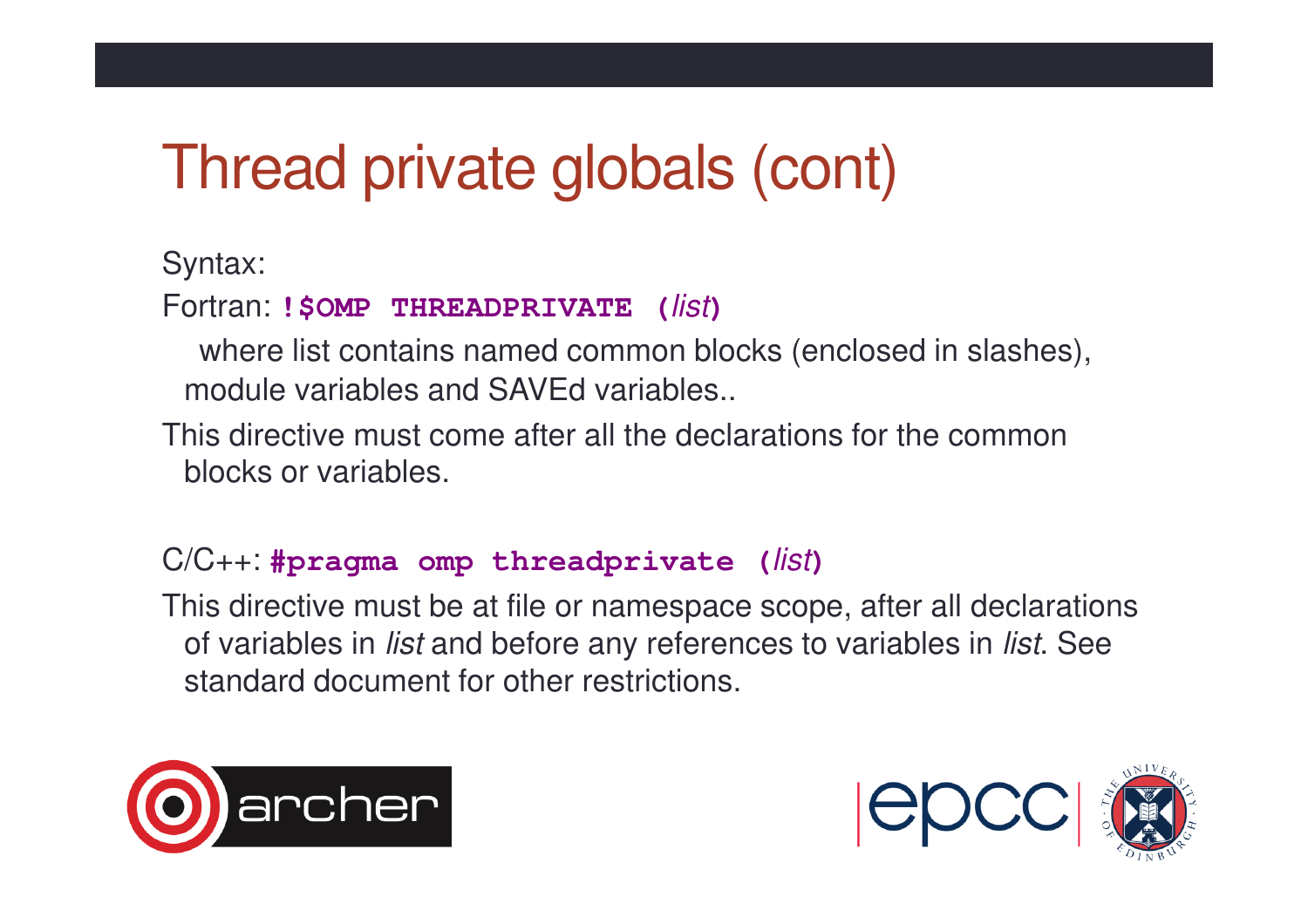# Thread private globals (cont)

Syntax:

Fortran: **`!$OMP THREADPRIVATE (`*list*`)`**

where list contains named common blocks (enclosed in slashes), module variables and SAVEd variables..

This directive must come after all the declarations for the common blocks or variables.

C/C++: **`#pragma omp threadprivate (`*list*`)`**

This directive must be at file or namespace scope, after all declarations of variables in *list* and before any references to variables in *list*. See standard document for other restrictions.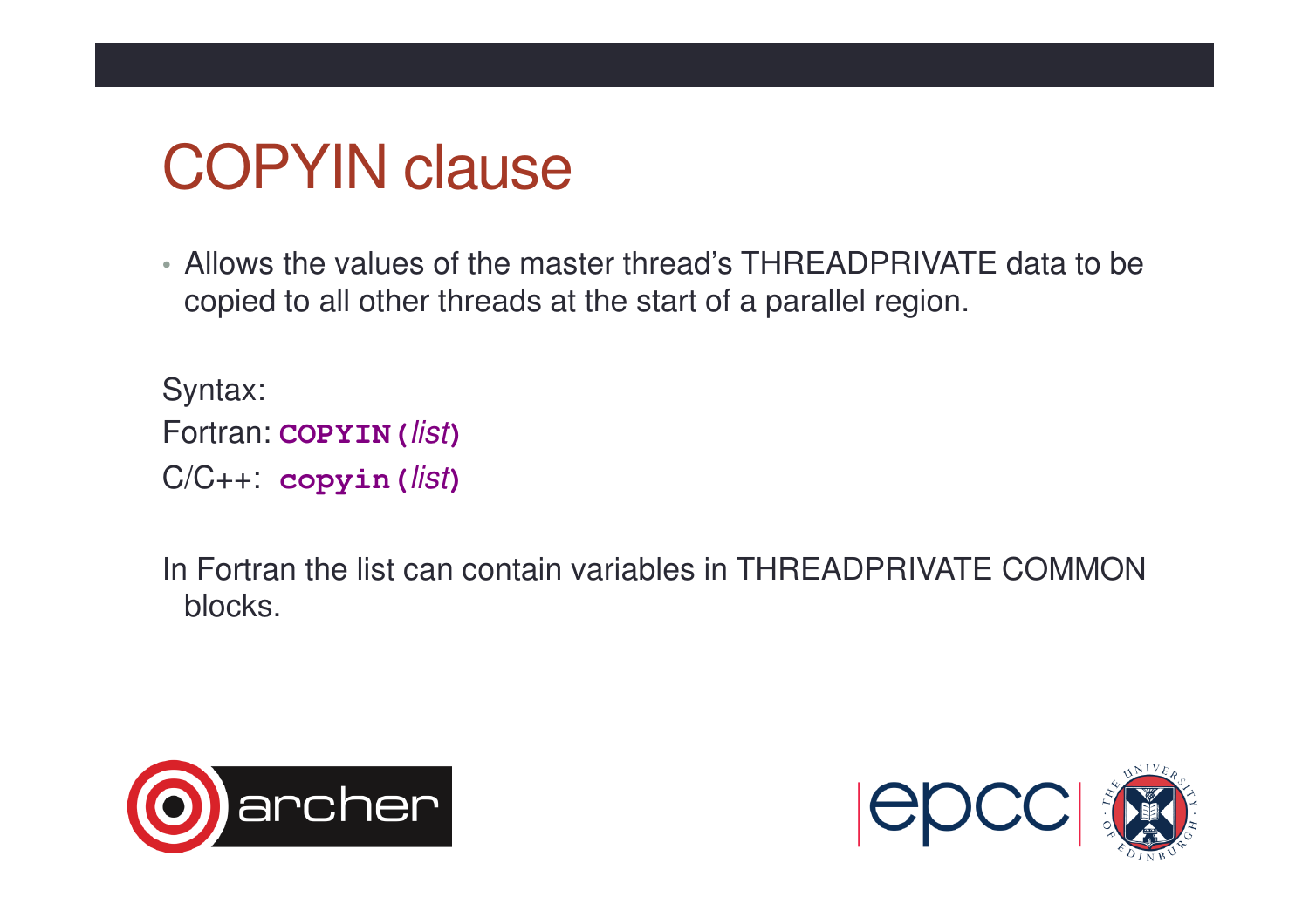# COPYIN clause

- Allows the values of the master thread's THREADPRIVATE data to be copied to all other threads at the start of a parallel region.

Syntax:

Fortran: **`COPYIN(`***list***`)`**

C/C++: **`copyin(`***list***`)`**

In Fortran the list can contain variables in THREADPRIVATE COMMON blocks.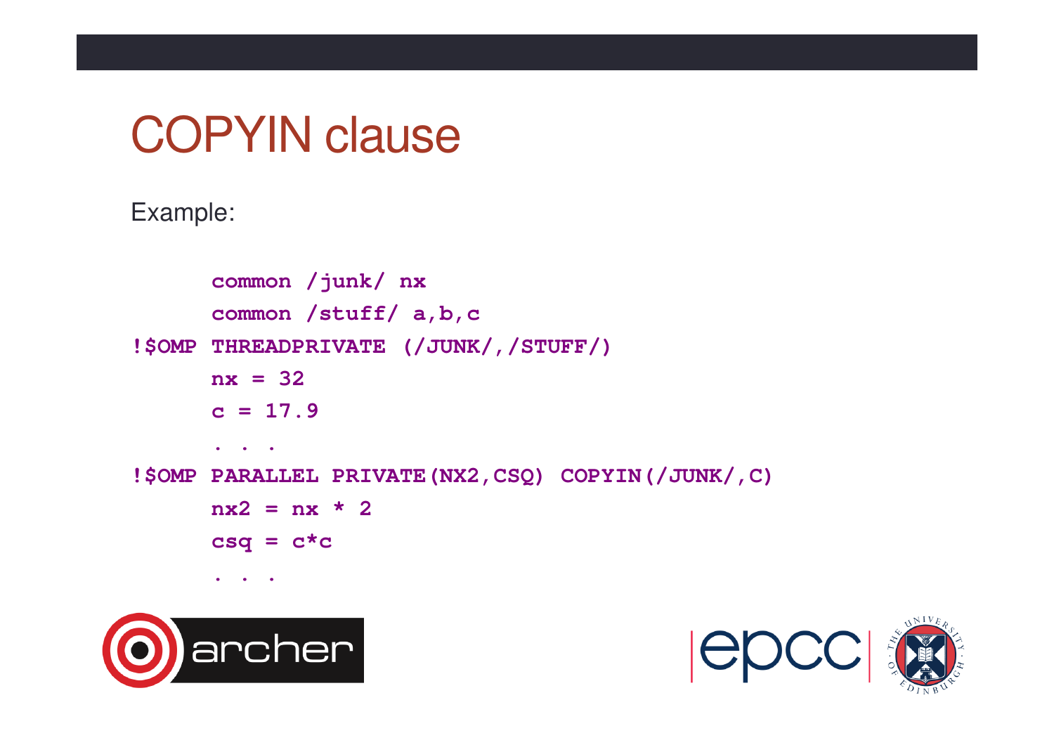# COPYIN clause

Example:

```
      common /junk/ nx
      common /stuff/ a,b,c
!$OMP THREADPRIVATE (/JUNK/,/STUFF/)
      nx = 32
      c = 17.9
      . . .
!$OMP PARALLEL PRIVATE(NX2,CSQ) COPYIN(/JUNK/,C)
      nx2 = nx * 2
      csq = c*c
      . . .
```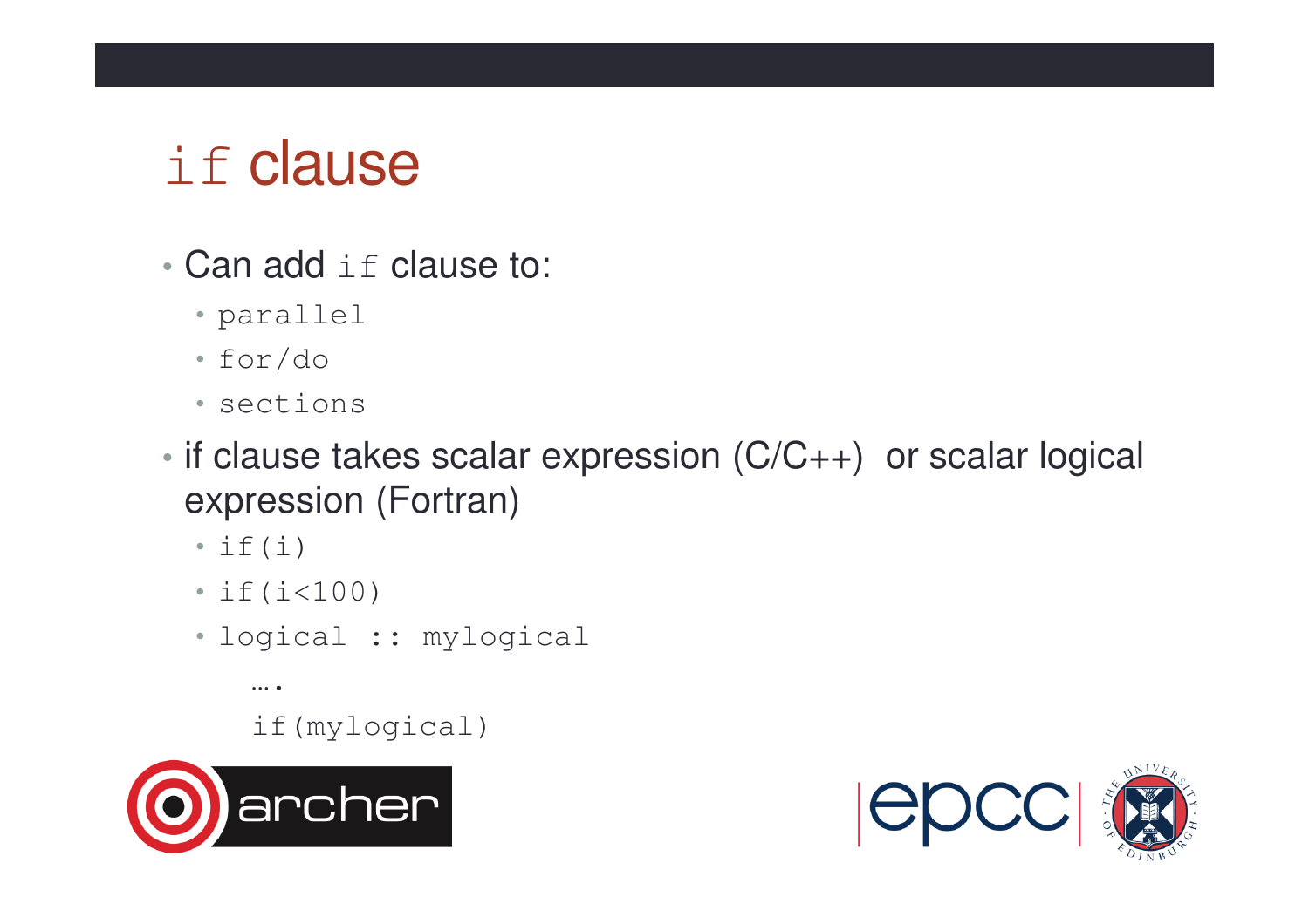# `if` clause

- Can add `if` clause to:
  - `parallel`
  - `for/do`
  - `sections`
- if clause takes scalar expression (C/C++) or scalar logical expression (Fortran)
  - `if(i)`
  - `if(i<100)`
  - ```
    logical :: mylogical
      ….
      if(mylogical)
    ```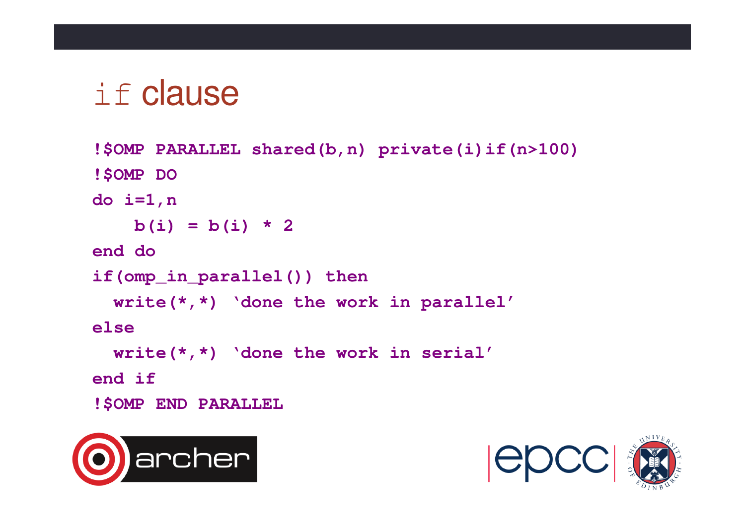# `if` clause

```
!$OMP PARALLEL shared(b,n) private(i)if(n>100)
!$OMP DO
do i=1,n
    b(i) = b(i) * 2
end do
if(omp_in_parallel()) then
  write(*,*) 'done the work in parallel'
else
  write(*,*) 'done the work in serial'
end if
!$OMP END PARALLEL
```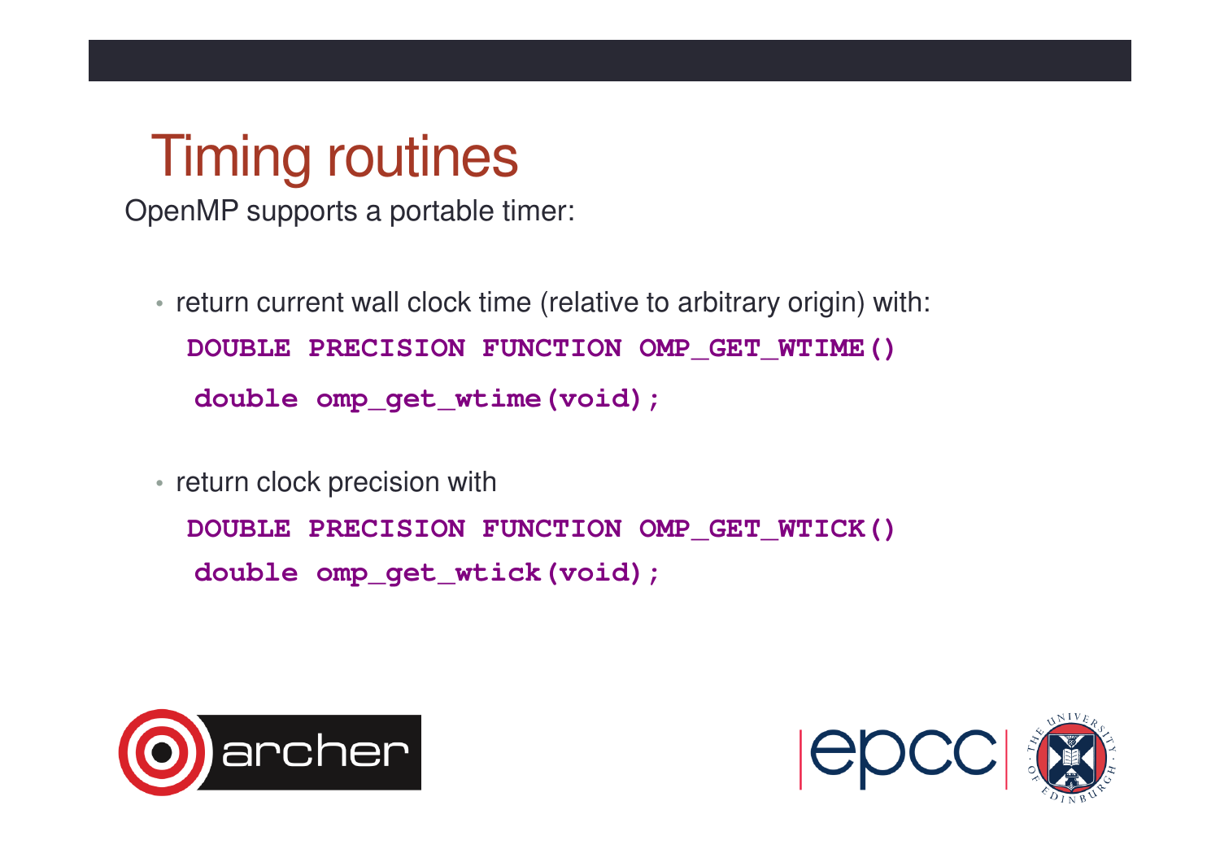# Timing routines

OpenMP supports a portable timer:

- return current wall clock time (relative to arbitrary origin) with:

```
DOUBLE PRECISION FUNCTION OMP_GET_WTIME()
double omp_get_wtime(void);
```

- return clock precision with

```
DOUBLE PRECISION FUNCTION OMP_GET_WTICK()
double omp_get_wtick(void);
```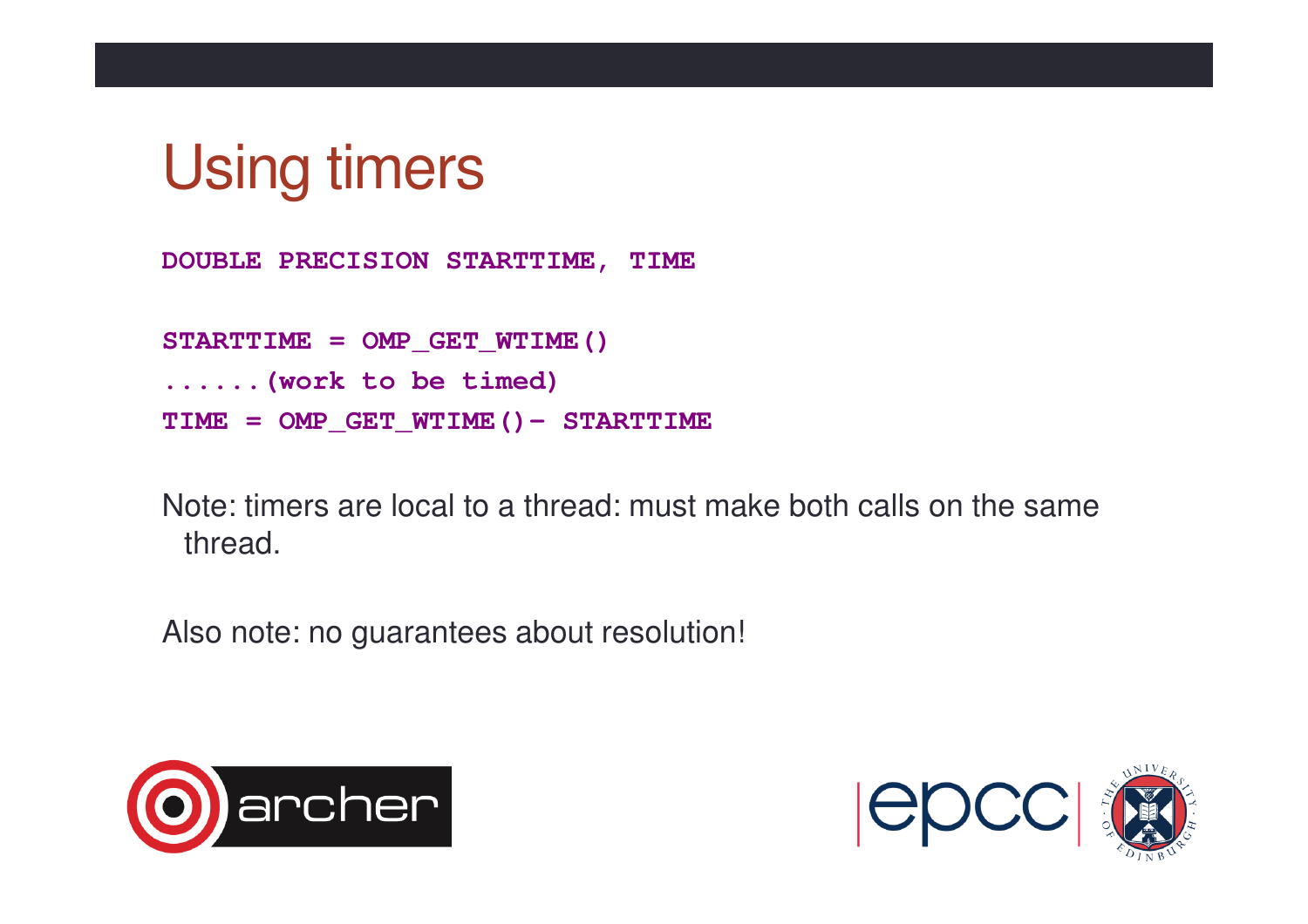# Using timers

```
DOUBLE PRECISION STARTTIME, TIME

STARTTIME = OMP_GET_WTIME()
......(work to be timed)
TIME = OMP_GET_WTIME()- STARTTIME
```

Note: timers are local to a thread: must make both calls on the same thread.

Also note: no guarantees about resolution!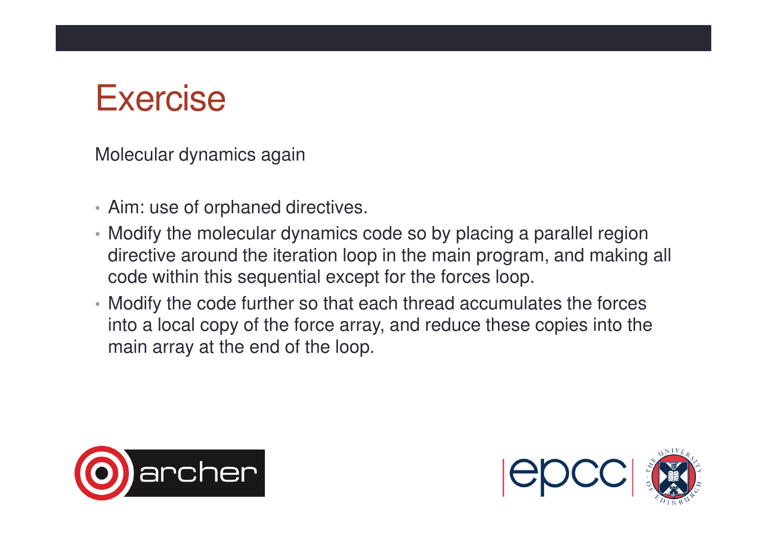# Exercise

Molecular dynamics again

- Aim: use of orphaned directives.
- Modify the molecular dynamics code so by placing a parallel region directive around the iteration loop in the main program, and making all code within this sequential except for the forces loop.
- Modify the code further so that each thread accumulates the forces into a local copy of the force array, and reduce these copies into the main array at the end of the loop.